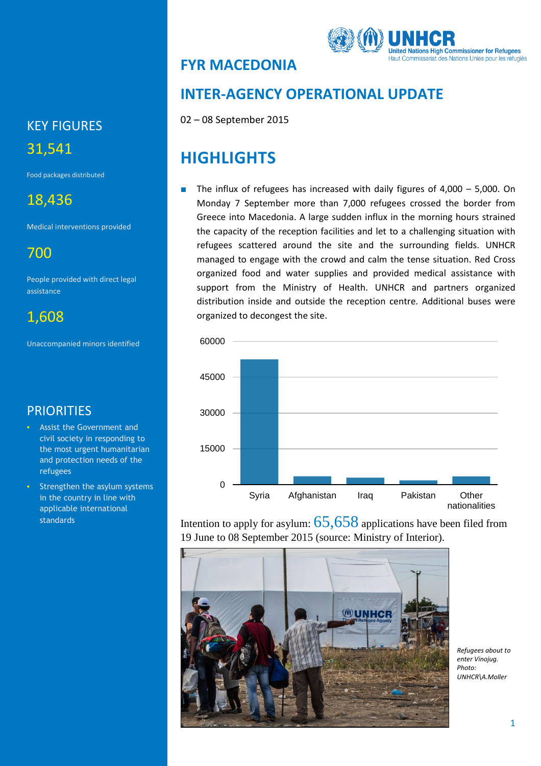# FYR MACEDONIA

## INTER-AGENCY OPERATIONAL UPDATE

02 – 08 September 2015

## KEY FIGURES

**31,541**

Food packages distributed

**18,436**

Medical interventions provided

**700**

People provided with direct legal assistance

**1,608**

Unaccompanied minors identified

## PRIORITIES

- Assist the Government and civil society in responding to the most urgent humanitarian and protection needs of the refugees
- Strengthen the asylum systems in the country in line with applicable international standards

## HIGHLIGHTS

- The influx of refugees has increased with daily figures of 4,000 – 5,000. On Monday 7 September more than 7,000 refugees crossed the border from Greece into Macedonia. A large sudden influx in the morning hours strained the capacity of the reception facilities and let to a challenging situation with refugees scattered around the site and the surrounding fields. UNHCR managed to engage with the crowd and calm the tense situation. Red Cross organized food and water supplies and provided medical assistance with support from the Ministry of Health. UNHCR and partners organized distribution inside and outside the reception centre. Additional buses were organized to decongest the site.

Intention to apply for asylum: **65,658** applications have been filed from 19 June to 08 September 2015 (source: Ministry of Interior).

*Refugees about to enter Vinojug. Photo: UNHCR\A.Moller*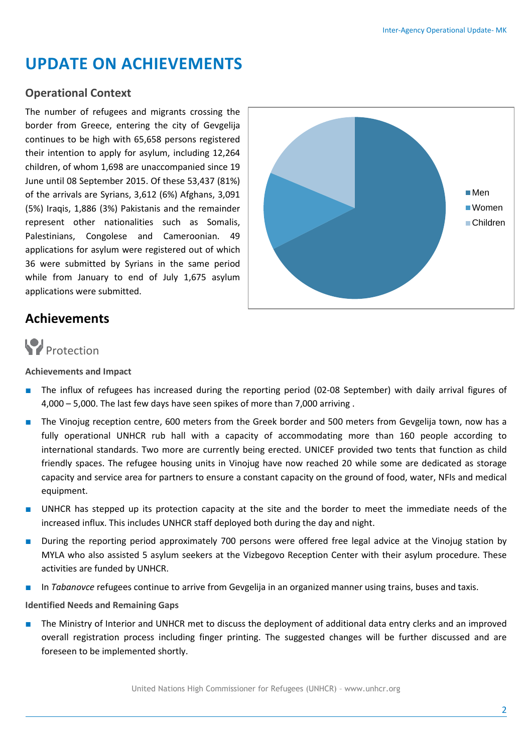# UPDATE ON ACHIEVEMENTS

## Operational Context

The number of refugees and migrants crossing the border from Greece, entering the city of Gevgelija continues to be high with 65,658 persons registered their intention to apply for asylum, including 12,264 children, of whom 1,698 are unaccompanied since 19 June until 08 September 2015. Of these 53,437 (81%) of the arrivals are Syrians, 3,612 (6%) Afghans, 3,091 (5%) Iraqis, 1,886 (3%) Pakistanis and the remainder represent other nationalities such as Somalis, Palestinians, Congolese and Cameroonian. 49 applications for asylum were registered out of which 36 were submitted by Syrians in the same period while from January to end of July 1,675 asylum applications were submitted.

Men
Women
Children

## Achievements

### Protection

**Achievements and Impact**

- The influx of refugees has increased during the reporting period (02-08 September) with daily arrival figures of 4,000 – 5,000. The last few days have seen spikes of more than 7,000 arriving .
- The Vinojug reception centre, 600 meters from the Greek border and 500 meters from Gevgelija town, now has a fully operational UNHCR rub hall with a capacity of accommodating more than 160 people according to international standards. Two more are currently being erected. UNICEF provided two tents that function as child friendly spaces. The refugee housing units in Vinojug have now reached 20 while some are dedicated as storage capacity and service area for partners to ensure a constant capacity on the ground of food, water, NFIs and medical equipment.
- UNHCR has stepped up its protection capacity at the site and the border to meet the immediate needs of the increased influx. This includes UNHCR staff deployed both during the day and night.
- During the reporting period approximately 700 persons were offered free legal advice at the Vinojug station by MYLA who also assisted 5 asylum seekers at the Vizbegovo Reception Center with their asylum procedure. These activities are funded by UNHCR.
- In *Tabanovce* refugees continue to arrive from Gevgelija in an organized manner using trains, buses and taxis.

**Identified Needs and Remaining Gaps**

- The Ministry of Interior and UNHCR met to discuss the deployment of additional data entry clerks and an improved overall registration process including finger printing. The suggested changes will be further discussed and are foreseen to be implemented shortly.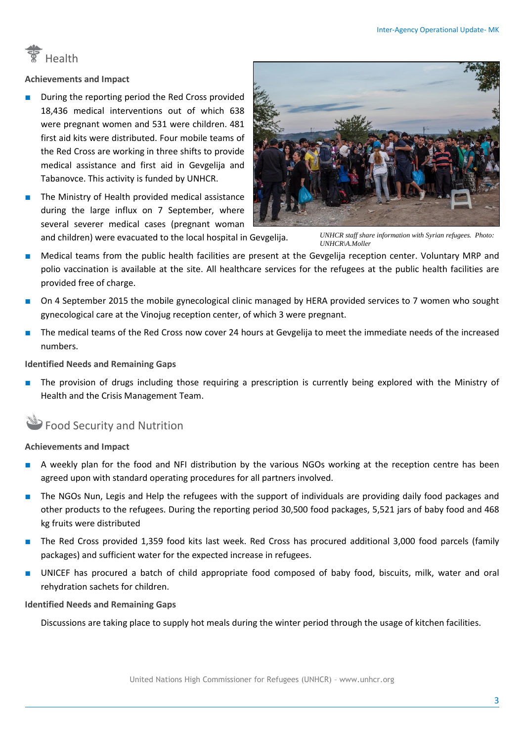## Health

**Achievements and Impact**

- During the reporting period the Red Cross provided 18,436 medical interventions out of which 638 were pregnant women and 531 were children. 481 first aid kits were distributed. Four mobile teams of the Red Cross are working in three shifts to provide medical assistance and first aid in Gevgelija and Tabanovce. This activity is funded by UNHCR.
- The Ministry of Health provided medical assistance during the large influx on 7 September, where several severer medical cases (pregnant woman and children) were evacuated to the local hospital in Gevgelija.

*UNHCR staff share information with Syrian refugees. Photo: UNHCR\A.Moller*

- Medical teams from the public health facilities are present at the Gevgelija reception center. Voluntary MRP and polio vaccination is available at the site. All healthcare services for the refugees at the public health facilities are provided free of charge.
- On 4 September 2015 the mobile gynecological clinic managed by HERA provided services to 7 women who sought gynecological care at the Vinojug reception center, of which 3 were pregnant.
- The medical teams of the Red Cross now cover 24 hours at Gevgelija to meet the immediate needs of the increased numbers.

**Identified Needs and Remaining Gaps**

- The provision of drugs including those requiring a prescription is currently being explored with the Ministry of Health and the Crisis Management Team.

## Food Security and Nutrition

**Achievements and Impact**

- A weekly plan for the food and NFI distribution by the various NGOs working at the reception centre has been agreed upon with standard operating procedures for all partners involved.
- The NGOs Nun, Legis and Help the refugees with the support of individuals are providing daily food packages and other products to the refugees. During the reporting period 30,500 food packages, 5,521 jars of baby food and 468 kg fruits were distributed
- The Red Cross provided 1,359 food kits last week. Red Cross has procured additional 3,000 food parcels (family packages) and sufficient water for the expected increase in refugees.
- UNICEF has procured a batch of child appropriate food composed of baby food, biscuits, milk, water and oral rehydration sachets for children.

**Identified Needs and Remaining Gaps**

Discussions are taking place to supply hot meals during the winter period through the usage of kitchen facilities.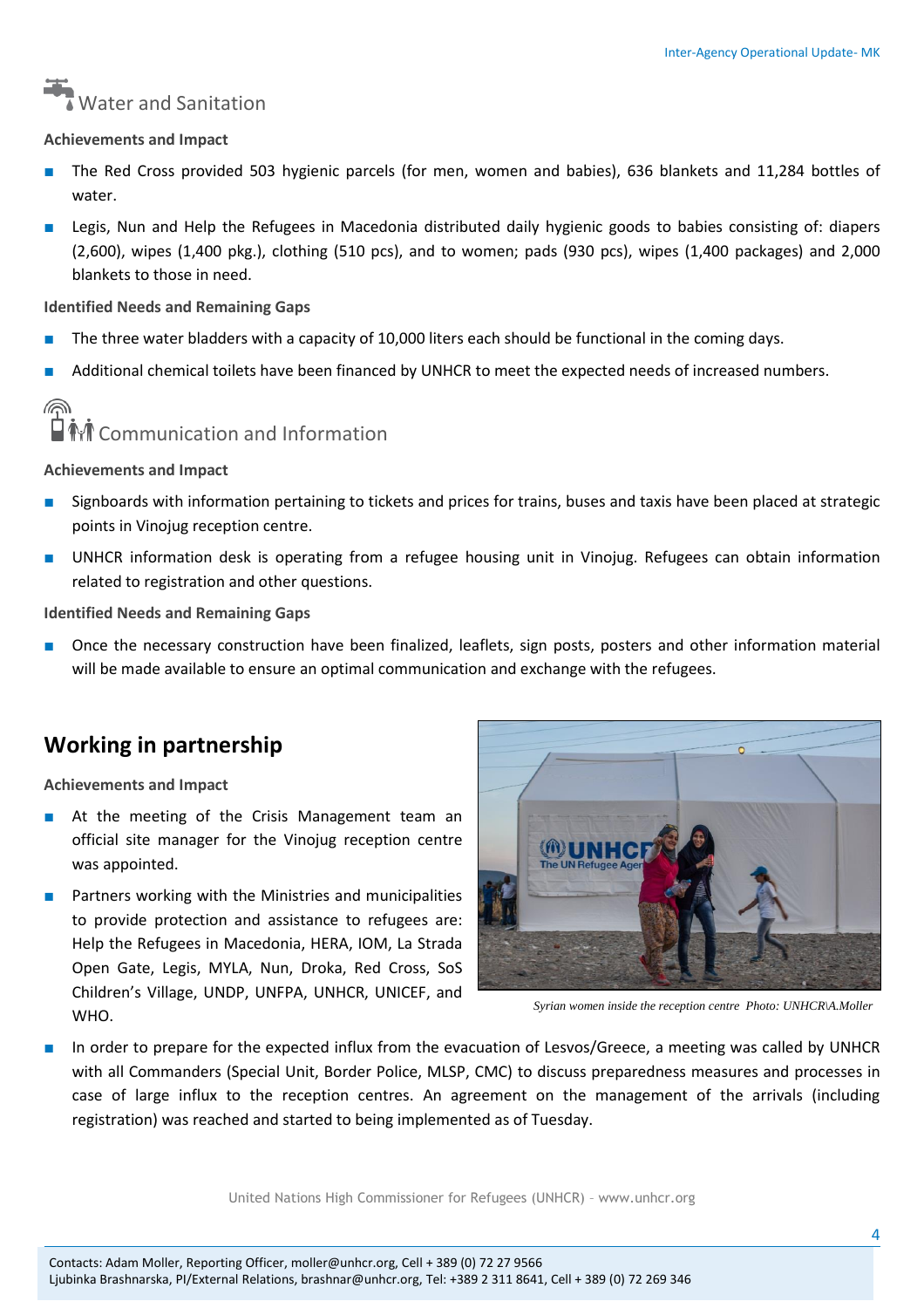## Water and Sanitation

**Achievements and Impact**

- The Red Cross provided 503 hygienic parcels (for men, women and babies), 636 blankets and 11,284 bottles of water.
- Legis, Nun and Help the Refugees in Macedonia distributed daily hygienic goods to babies consisting of: diapers (2,600), wipes (1,400 pkg.), clothing (510 pcs), and to women; pads (930 pcs), wipes (1,400 packages) and 2,000 blankets to those in need.

**Identified Needs and Remaining Gaps**

- The three water bladders with a capacity of 10,000 liters each should be functional in the coming days.
- Additional chemical toilets have been financed by UNHCR to meet the expected needs of increased numbers.

## Communication and Information

**Achievements and Impact**

- Signboards with information pertaining to tickets and prices for trains, buses and taxis have been placed at strategic points in Vinojug reception centre.
- UNHCR information desk is operating from a refugee housing unit in Vinojug. Refugees can obtain information related to registration and other questions.

**Identified Needs and Remaining Gaps**

- Once the necessary construction have been finalized, leaflets, sign posts, posters and other information material will be made available to ensure an optimal communication and exchange with the refugees.

## Working in partnership

**Achievements and Impact**

- At the meeting of the Crisis Management team an official site manager for the Vinojug reception centre was appointed.
- Partners working with the Ministries and municipalities to provide protection and assistance to refugees are: Help the Refugees in Macedonia, HERA, IOM, La Strada Open Gate, Legis, MYLA, Nun, Droka, Red Cross, SoS Children's Village, UNDP, UNFPA, UNHCR, UNICEF, and WHO.
- In order to prepare for the expected influx from the evacuation of Lesvos/Greece, a meeting was called by UNHCR with all Commanders (Special Unit, Border Police, MLSP, CMC) to discuss preparedness measures and processes in case of large influx to the reception centres. An agreement on the management of the arrivals (including registration) was reached and started to being implemented as of Tuesday.

*Syrian women inside the reception centre Photo: UNHCR\A.Moller*

Contacts: Adam Moller, Reporting Officer, moller@unhcr.org, Cell + 389 (0) 72 27 9566
Ljubinka Brashnarska, PI/External Relations, brashnar@unhcr.org, Tel: +389 2 311 8641, Cell + 389 (0) 72 269 346